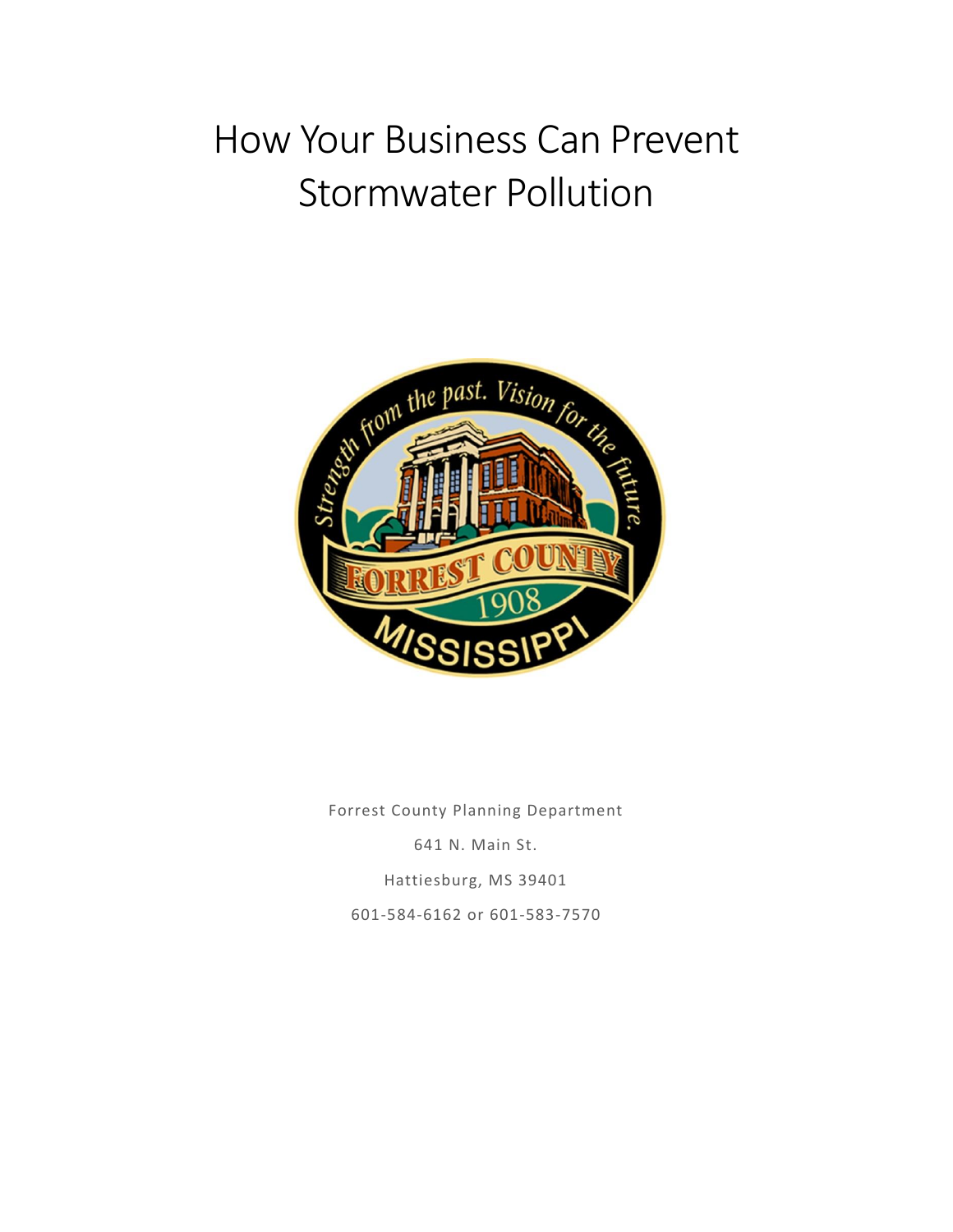# How Your Business Can Prevent Stormwater Pollution

Forrest County Planning Department

641 N. Main St.

Hattiesburg, MS 39401

601-584-6162 or 601-583-7570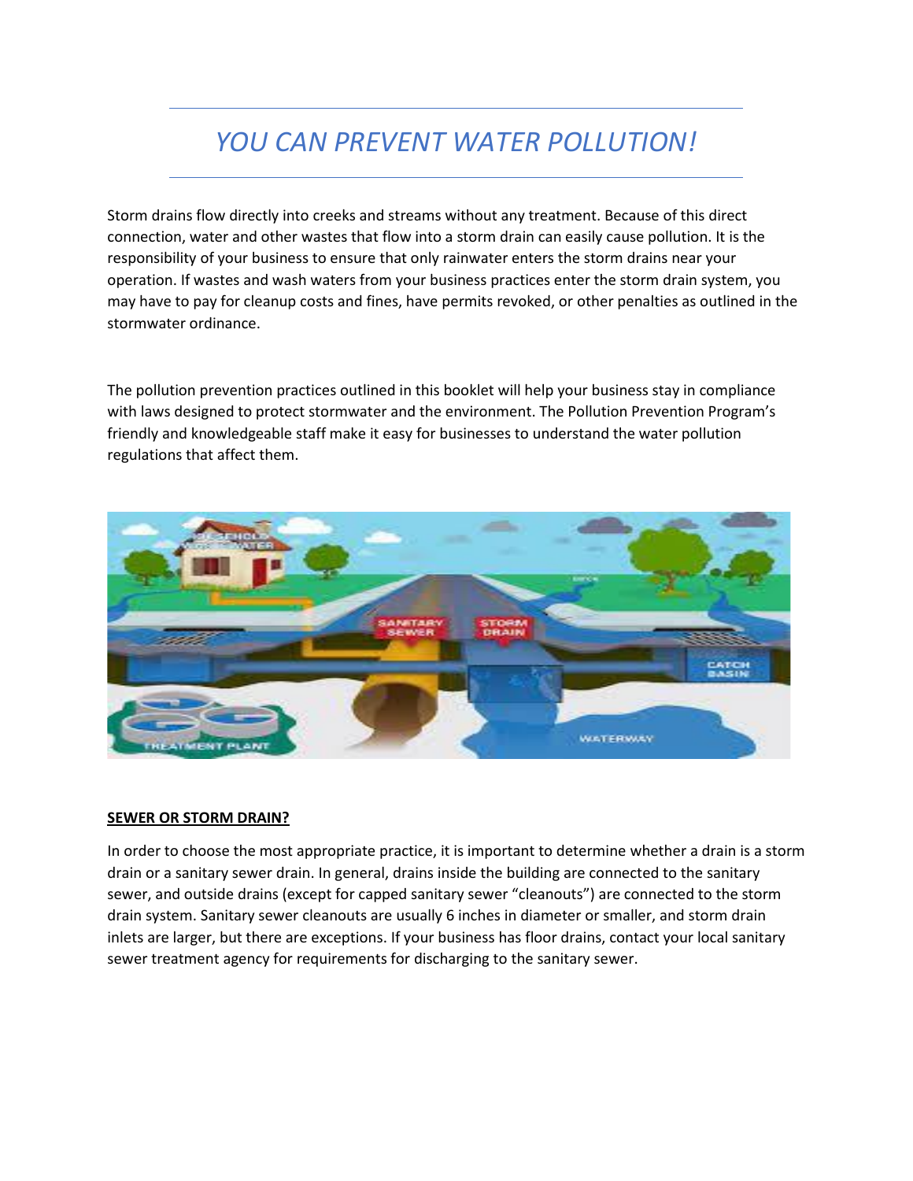# *YOU CAN PREVENT WATER POLLUTION!*

Storm drains flow directly into creeks and streams without any treatment. Because of this direct connection, water and other wastes that flow into a storm drain can easily cause pollution. It is the responsibility of your business to ensure that only rainwater enters the storm drains near your operation. If wastes and wash waters from your business practices enter the storm drain system, you may have to pay for cleanup costs and fines, have permits revoked, or other penalties as outlined in the stormwater ordinance.

The pollution prevention practices outlined in this booklet will help your business stay in compliance with laws designed to protect stormwater and the environment. The Pollution Prevention Program's friendly and knowledgeable staff make it easy for businesses to understand the water pollution regulations that affect them.

**SEWER OR STORM DRAIN?**

In order to choose the most appropriate practice, it is important to determine whether a drain is a storm drain or a sanitary sewer drain. In general, drains inside the building are connected to the sanitary sewer, and outside drains (except for capped sanitary sewer "cleanouts") are connected to the storm drain system. Sanitary sewer cleanouts are usually 6 inches in diameter or smaller, and storm drain inlets are larger, but there are exceptions. If your business has floor drains, contact your local sanitary sewer treatment agency for requirements for discharging to the sanitary sewer.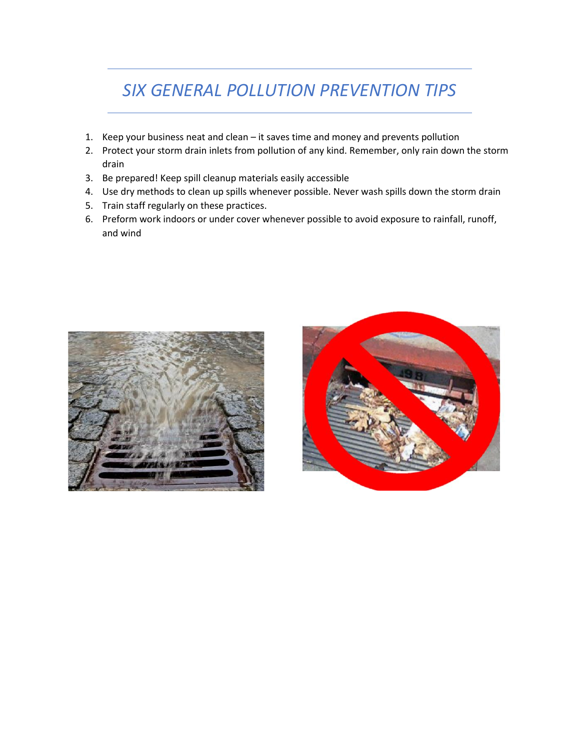# SIX GENERAL POLLUTION PREVENTION TIPS

1. Keep your business neat and clean – it saves time and money and prevents pollution
2. Protect your storm drain inlets from pollution of any kind. Remember, only rain down the storm drain
3. Be prepared! Keep spill cleanup materials easily accessible
4. Use dry methods to clean up spills whenever possible. Never wash spills down the storm drain
5. Train staff regularly on these practices.
6. Preform work indoors or under cover whenever possible to avoid exposure to rainfall, runoff, and wind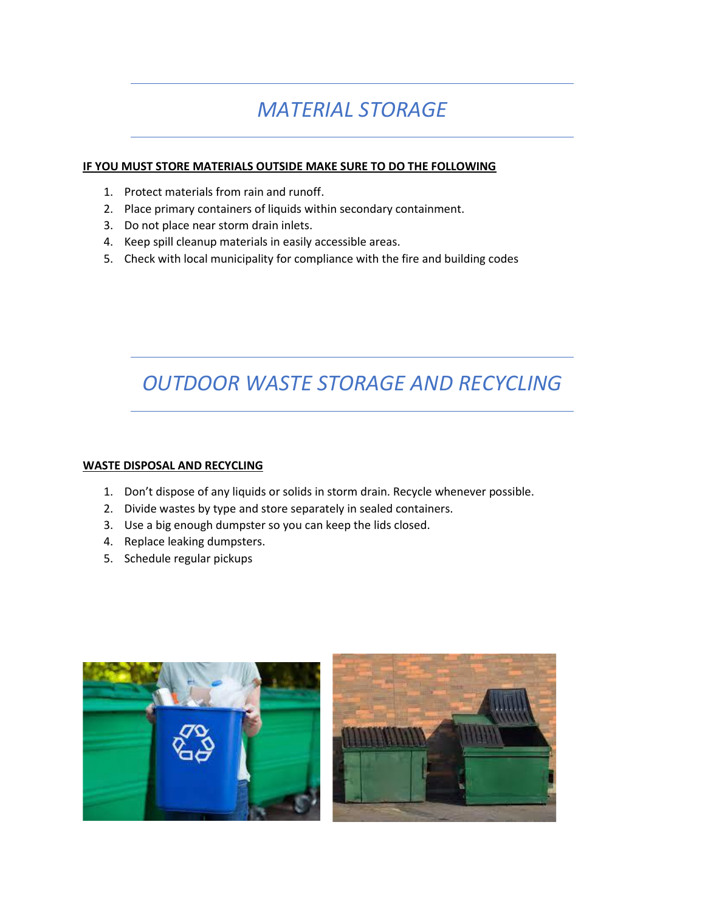# MATERIAL STORAGE

**IF YOU MUST STORE MATERIALS OUTSIDE MAKE SURE TO DO THE FOLLOWING**

1. Protect materials from rain and runoff.
2. Place primary containers of liquids within secondary containment.
3. Do not place near storm drain inlets.
4. Keep spill cleanup materials in easily accessible areas.
5. Check with local municipality for compliance with the fire and building codes

# OUTDOOR WASTE STORAGE AND RECYCLING

**WASTE DISPOSAL AND RECYCLING**

1. Don't dispose of any liquids or solids in storm drain. Recycle whenever possible.
2. Divide wastes by type and store separately in sealed containers.
3. Use a big enough dumpster so you can keep the lids closed.
4. Replace leaking dumpsters.
5. Schedule regular pickups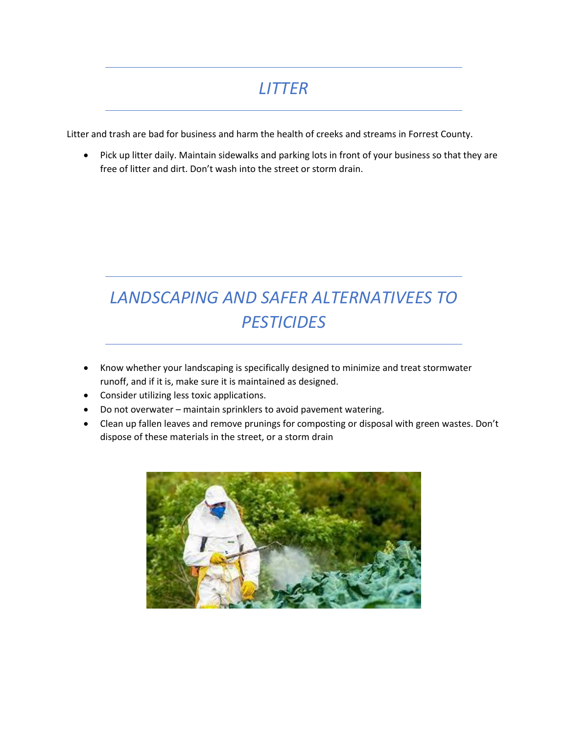# *LITTER*

Litter and trash are bad for business and harm the health of creeks and streams in Forrest County.

- Pick up litter daily. Maintain sidewalks and parking lots in front of your business so that they are free of litter and dirt. Don't wash into the street or storm drain.

# *LANDSCAPING AND SAFER ALTERNATIVEES TO PESTICIDES*

- Know whether your landscaping is specifically designed to minimize and treat stormwater runoff, and if it is, make sure it is maintained as designed.
- Consider utilizing less toxic applications.
- Do not overwater – maintain sprinklers to avoid pavement watering.
- Clean up fallen leaves and remove prunings for composting or disposal with green wastes. Don't dispose of these materials in the street, or a storm drain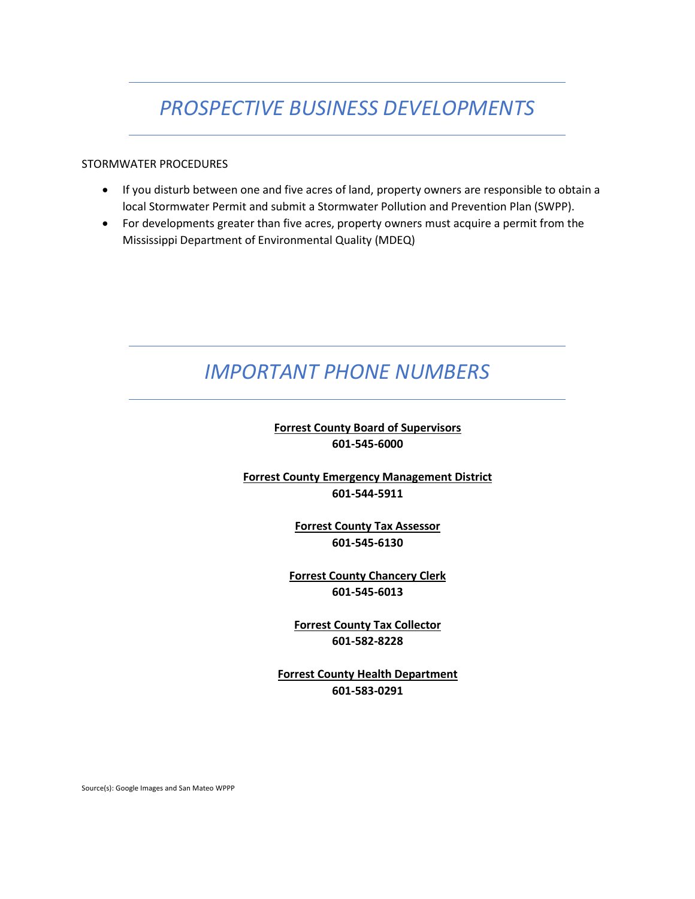# *PROSPECTIVE BUSINESS DEVELOPMENTS*

STORMWATER PROCEDURES

- If you disturb between one and five acres of land, property owners are responsible to obtain a local Stormwater Permit and submit a Stormwater Pollution and Prevention Plan (SWPP).
- For developments greater than five acres, property owners must acquire a permit from the Mississippi Department of Environmental Quality (MDEQ)

# *IMPORTANT PHONE NUMBERS*

**Forrest County Board of Supervisors**
**601-545-6000**

**Forrest County Emergency Management District**
**601-544-5911**

**Forrest County Tax Assessor**
**601-545-6130**

**Forrest County Chancery Clerk**
**601-545-6013**

**Forrest County Tax Collector**
**601-582-8228**

**Forrest County Health Department**
**601-583-0291**

Source(s): Google Images and San Mateo WPPP